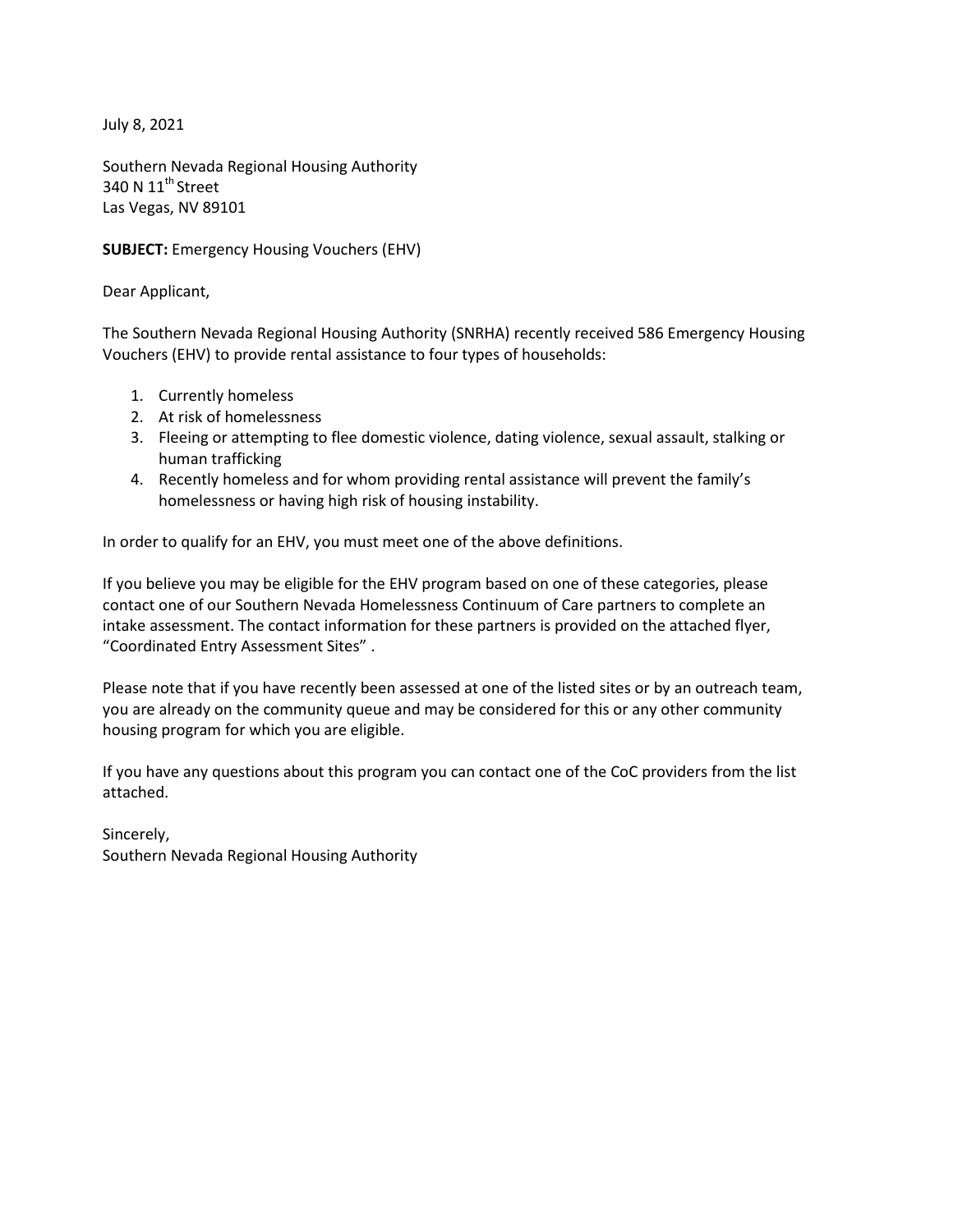July 8, 2021

Southern Nevada Regional Housing Authority
340 N 11th Street
Las Vegas, NV 89101

**SUBJECT:** Emergency Housing Vouchers (EHV)

Dear Applicant,

The Southern Nevada Regional Housing Authority (SNRHA) recently received 586 Emergency Housing Vouchers (EHV) to provide rental assistance to four types of households:

1. Currently homeless
2. At risk of homelessness
3. Fleeing or attempting to flee domestic violence, dating violence, sexual assault, stalking or human trafficking
4. Recently homeless and for whom providing rental assistance will prevent the family's homelessness or having high risk of housing instability.

In order to qualify for an EHV, you must meet one of the above definitions.

If you believe you may be eligible for the EHV program based on one of these categories, please contact one of our Southern Nevada Homelessness Continuum of Care partners to complete an intake assessment. The contact information for these partners is provided on the attached flyer, "Coordinated Entry Assessment Sites" .

Please note that if you have recently been assessed at one of the listed sites or by an outreach team, you are already on the community queue and may be considered for this or any other community housing program for which you are eligible.

If you have any questions about this program you can contact one of the CoC providers from the list attached.

Sincerely,
Southern Nevada Regional Housing Authority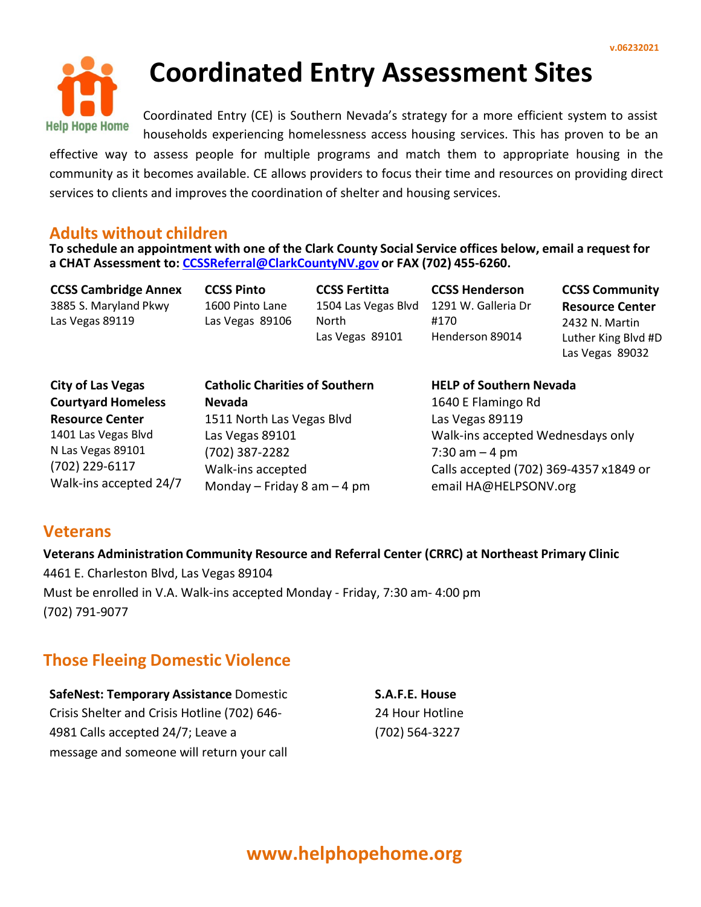v.06232021

# Coordinated Entry Assessment Sites

Coordinated Entry (CE) is Southern Nevada's strategy for a more efficient system to assist households experiencing homelessness access housing services. This has proven to be an effective way to assess people for multiple programs and match them to appropriate housing in the community as it becomes available. CE allows providers to focus their time and resources on providing direct services to clients and improves the coordination of shelter and housing services.

## Adults without children

**To schedule an appointment with one of the Clark County Social Service offices below, email a request for a CHAT Assessment to: CCSSReferral@ClarkCountyNV.gov or FAX (702) 455-6260.**

**CCSS Cambridge Annex**
3885 S. Maryland Pkwy
Las Vegas 89119

**CCSS Pinto**
1600 Pinto Lane
Las Vegas 89106

**CCSS Fertitta**
1504 Las Vegas Blvd North
Las Vegas 89101

**CCSS Henderson**
1291 W. Galleria Dr #170
Henderson 89014

**CCSS Community Resource Center**
2432 N. Martin Luther King Blvd #D
Las Vegas 89032

**City of Las Vegas Courtyard Homeless Resource Center**
1401 Las Vegas Blvd
N Las Vegas 89101
(702) 229-6117
Walk-ins accepted 24/7

**Catholic Charities of Southern Nevada**
1511 North Las Vegas Blvd
Las Vegas 89101
(702) 387-2282
Walk-ins accepted
Monday – Friday 8 am – 4 pm

**HELP of Southern Nevada**
1640 E Flamingo Rd
Las Vegas 89119
Walk-ins accepted Wednesdays only
7:30 am – 4 pm
Calls accepted (702) 369-4357 x1849 or email HA@HELPSONV.org

## Veterans

**Veterans Administration Community Resource and Referral Center (CRRC) at Northeast Primary Clinic**
4461 E. Charleston Blvd, Las Vegas 89104
Must be enrolled in V.A. Walk-ins accepted Monday - Friday, 7:30 am- 4:00 pm
(702) 791-9077

## Those Fleeing Domestic Violence

**SafeNest: Temporary Assistance** Domestic Crisis Shelter and Crisis Hotline (702) 646-4981 Calls accepted 24/7; Leave a message and someone will return your call

**S.A.F.E. House**
24 Hour Hotline
(702) 564-3227

**www.helphopehome.org**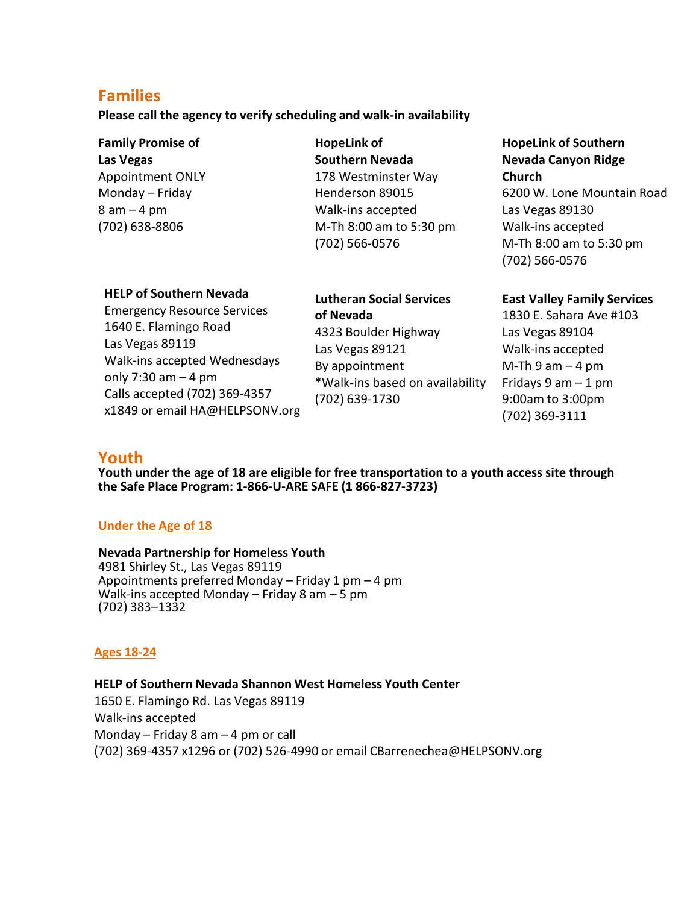## Families

**Please call the agency to verify scheduling and walk-in availability**

**Family Promise of Las Vegas**
Appointment ONLY
Monday – Friday
8 am – 4 pm
(702) 638-8806

**HopeLink of Southern Nevada**
178 Westminster Way
Henderson 89015
Walk-ins accepted
M-Th 8:00 am to 5:30 pm
(702) 566-0576

**HopeLink of Southern Nevada Canyon Ridge Church**
6200 W. Lone Mountain Road
Las Vegas 89130
Walk-ins accepted
M-Th 8:00 am to 5:30 pm
(702) 566-0576

**HELP of Southern Nevada**
Emergency Resource Services
1640 E. Flamingo Road
Las Vegas 89119
Walk-ins accepted Wednesdays only 7:30 am – 4 pm
Calls accepted (702) 369-4357 x1849 or email HA@HELPSONV.org

**Lutheran Social Services of Nevada**
4323 Boulder Highway
Las Vegas 89121
By appointment
*Walk-ins based on availability
(702) 639-1730

**East Valley Family Services**
1830 E. Sahara Ave #103
Las Vegas 89104
Walk-ins accepted
M-Th 9 am – 4 pm
Fridays 9 am – 1 pm
9:00am to 3:00pm
(702) 369-3111

## Youth

**Youth under the age of 18 are eligible for free transportation to a youth access site through the Safe Place Program: 1-866-U-ARE SAFE (1 866-827-3723)**

### Under the Age of 18

**Nevada Partnership for Homeless Youth**
4981 Shirley St., Las Vegas 89119
Appointments preferred Monday – Friday 1 pm – 4 pm
Walk-ins accepted Monday – Friday 8 am – 5 pm
(702) 383–1332

### Ages 18-24

**HELP of Southern Nevada Shannon West Homeless Youth Center**
1650 E. Flamingo Rd. Las Vegas 89119
Walk-ins accepted
Monday – Friday 8 am – 4 pm or call
(702) 369-4357 x1296 or (702) 526-4990 or email CBarrenechea@HELPSONV.org